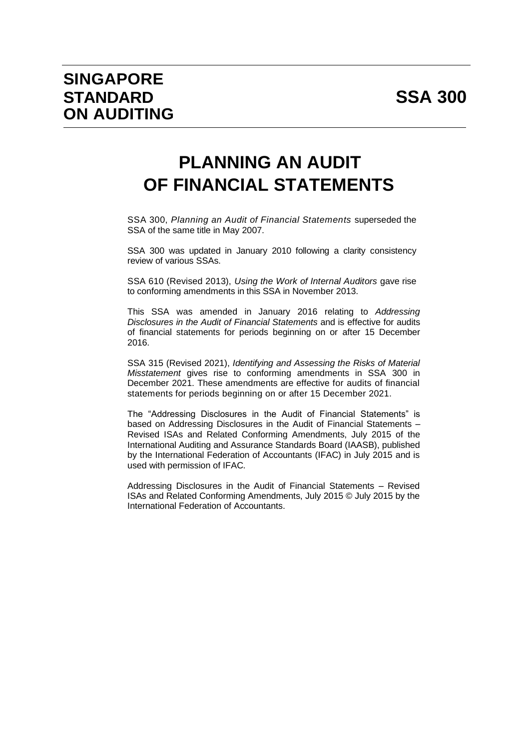# SINGAPORE STANDARD ON AUDITING

# SSA 300

# PLANNING AN AUDIT OF FINANCIAL STATEMENTS

SSA 300, *Planning an Audit of Financial Statements* superseded the SSA of the same title in May 2007.

SSA 300 was updated in January 2010 following a clarity consistency review of various SSAs.

SSA 610 (Revised 2013), *Using the Work of Internal Auditors* gave rise to conforming amendments in this SSA in November 2013.

This SSA was amended in January 2016 relating to *Addressing Disclosures in the Audit of Financial Statements* and is effective for audits of financial statements for periods beginning on or after 15 December 2016.

SSA 315 (Revised 2021), *Identifying and Assessing the Risks of Material Misstatement* gives rise to conforming amendments in SSA 300 in December 2021. These amendments are effective for audits of financial statements for periods beginning on or after 15 December 2021.

The "Addressing Disclosures in the Audit of Financial Statements" is based on Addressing Disclosures in the Audit of Financial Statements – Revised ISAs and Related Conforming Amendments, July 2015 of the International Auditing and Assurance Standards Board (IAASB), published by the International Federation of Accountants (IFAC) in July 2015 and is used with permission of IFAC.

Addressing Disclosures in the Audit of Financial Statements – Revised ISAs and Related Conforming Amendments, July 2015 © July 2015 by the International Federation of Accountants.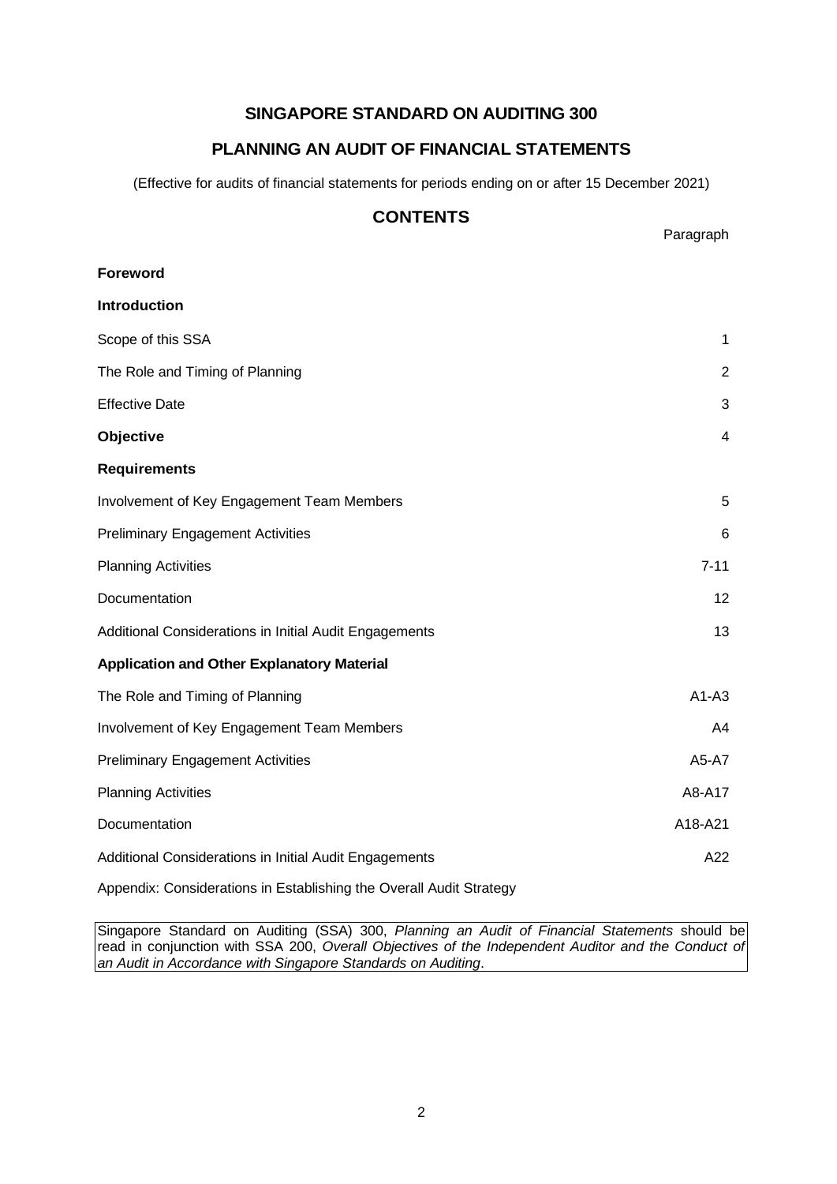# SINGAPORE STANDARD ON AUDITING 300

## PLANNING AN AUDIT OF FINANCIAL STATEMENTS

(Effective for audits of financial statements for periods ending on or after 15 December 2021)

## CONTENTS

| | Paragraph |
|---|---|
| **Foreword** | |
| **Introduction** | |
| Scope of this SSA | 1 |
| The Role and Timing of Planning | 2 |
| Effective Date | 3 |
| **Objective** | 4 |
| **Requirements** | |
| Involvement of Key Engagement Team Members | 5 |
| Preliminary Engagement Activities | 6 |
| Planning Activities | 7-11 |
| Documentation | 12 |
| Additional Considerations in Initial Audit Engagements | 13 |
| **Application and Other Explanatory Material** | |
| The Role and Timing of Planning | A1-A3 |
| Involvement of Key Engagement Team Members | A4 |
| Preliminary Engagement Activities | A5-A7 |
| Planning Activities | A8-A17 |
| Documentation | A18-A21 |
| Additional Considerations in Initial Audit Engagements | A22 |
| Appendix: Considerations in Establishing the Overall Audit Strategy | |

Singapore Standard on Auditing (SSA) 300, *Planning an Audit of Financial Statements* should be read in conjunction with SSA 200, *Overall Objectives of the Independent Auditor and the Conduct of an Audit in Accordance with Singapore Standards on Auditing*.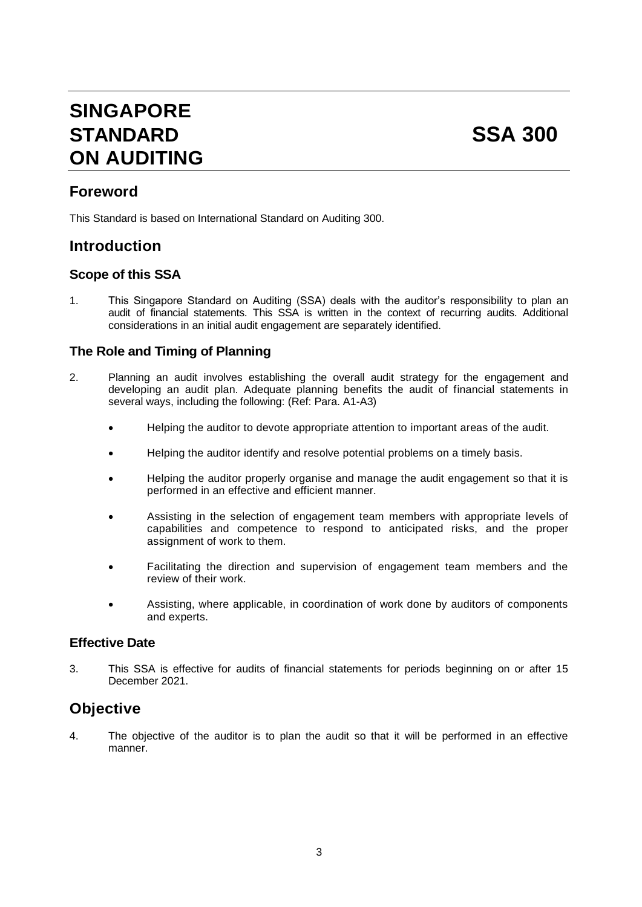# SINGAPORE STANDARD ON AUDITING — SSA 300

## Foreword

This Standard is based on International Standard on Auditing 300.

## Introduction

### Scope of this SSA

1. This Singapore Standard on Auditing (SSA) deals with the auditor's responsibility to plan an audit of financial statements. This SSA is written in the context of recurring audits. Additional considerations in an initial audit engagement are separately identified.

### The Role and Timing of Planning

2. Planning an audit involves establishing the overall audit strategy for the engagement and developing an audit plan. Adequate planning benefits the audit of financial statements in several ways, including the following: (Ref: Para. A1-A3)

   - Helping the auditor to devote appropriate attention to important areas of the audit.
   - Helping the auditor identify and resolve potential problems on a timely basis.
   - Helping the auditor properly organise and manage the audit engagement so that it is performed in an effective and efficient manner.
   - Assisting in the selection of engagement team members with appropriate levels of capabilities and competence to respond to anticipated risks, and the proper assignment of work to them.
   - Facilitating the direction and supervision of engagement team members and the review of their work.
   - Assisting, where applicable, in coordination of work done by auditors of components and experts.

### Effective Date

3. This SSA is effective for audits of financial statements for periods beginning on or after 15 December 2021.

## Objective

4. The objective of the auditor is to plan the audit so that it will be performed in an effective manner.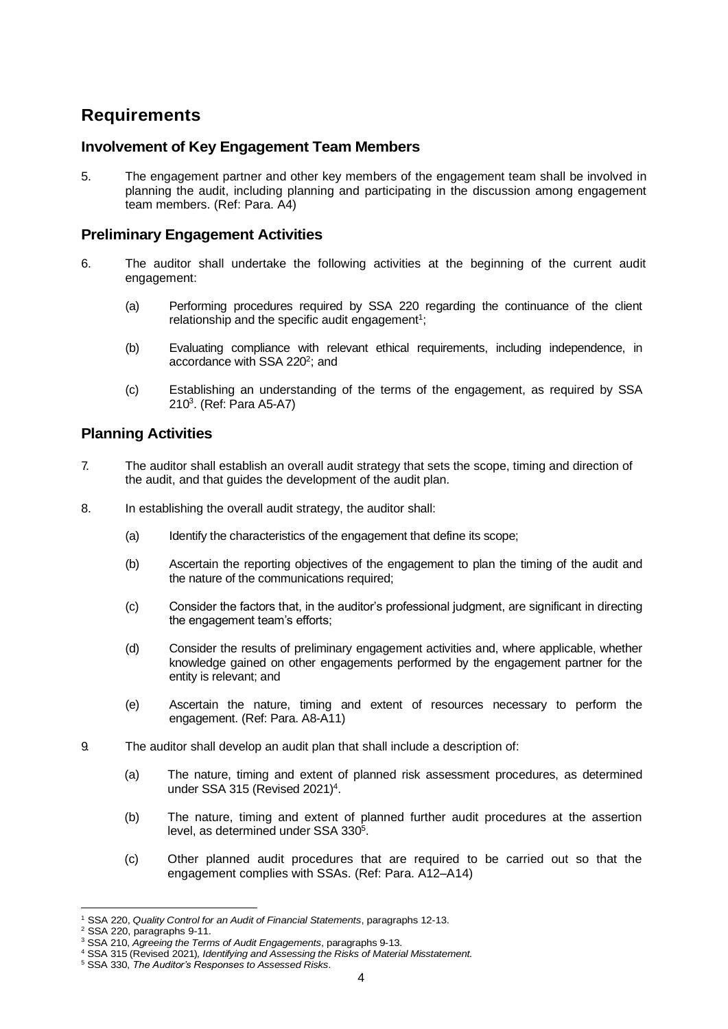## Requirements

### Involvement of Key Engagement Team Members

5. The engagement partner and other key members of the engagement team shall be involved in planning the audit, including planning and participating in the discussion among engagement team members. (Ref: Para. A4)

### Preliminary Engagement Activities

6. The auditor shall undertake the following activities at the beginning of the current audit engagement:

   (a) Performing procedures required by SSA 220 regarding the continuance of the client relationship and the specific audit engagement[1];

   (b) Evaluating compliance with relevant ethical requirements, including independence, in accordance with SSA 220[2]; and

   (c) Establishing an understanding of the terms of the engagement, as required by SSA 210[3]. (Ref: Para A5-A7)

### Planning Activities

7. The auditor shall establish an overall audit strategy that sets the scope, timing and direction of the audit, and that guides the development of the audit plan.

8. In establishing the overall audit strategy, the auditor shall:

   (a) Identify the characteristics of the engagement that define its scope;

   (b) Ascertain the reporting objectives of the engagement to plan the timing of the audit and the nature of the communications required;

   (c) Consider the factors that, in the auditor's professional judgment, are significant in directing the engagement team's efforts;

   (d) Consider the results of preliminary engagement activities and, where applicable, whether knowledge gained on other engagements performed by the engagement partner for the entity is relevant; and

   (e) Ascertain the nature, timing and extent of resources necessary to perform the engagement. (Ref: Para. A8-A11)

9. The auditor shall develop an audit plan that shall include a description of:

   (a) The nature, timing and extent of planned risk assessment procedures, as determined under SSA 315 (Revised 2021)[4].

   (b) The nature, timing and extent of planned further audit procedures at the assertion level, as determined under SSA 330[5].

   (c) Other planned audit procedures that are required to be carried out so that the engagement complies with SSAs. (Ref: Para. A12–A14)

---

[1] SSA 220, *Quality Control for an Audit of Financial Statements*, paragraphs 12-13.

[2] SSA 220, paragraphs 9-11.

[3] SSA 210, *Agreeing the Terms of Audit Engagements*, paragraphs 9-13.

[4] SSA 315 (Revised 2021), *Identifying and Assessing the Risks of Material Misstatement.*

[5] SSA 330, *The Auditor's Responses to Assessed Risks*.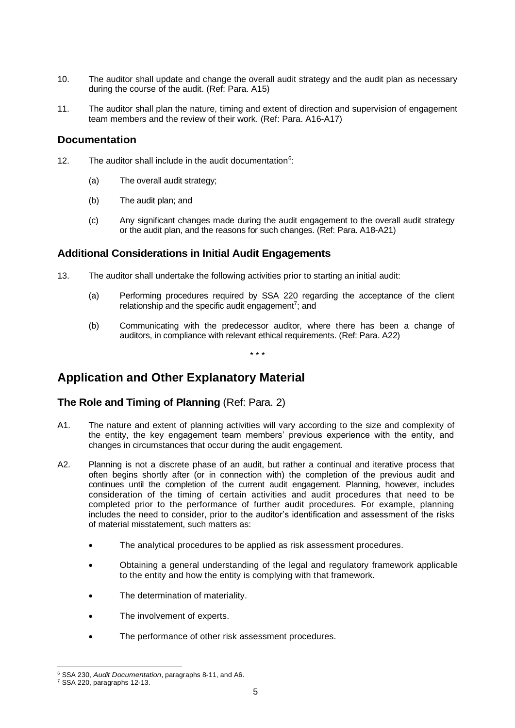10. The auditor shall update and change the overall audit strategy and the audit plan as necessary during the course of the audit. (Ref: Para. A15)

11. The auditor shall plan the nature, timing and extent of direction and supervision of engagement team members and the review of their work. (Ref: Para. A16-A17)

### Documentation

12. The auditor shall include in the audit documentation[6]:

    (a) The overall audit strategy;

    (b) The audit plan; and

    (c) Any significant changes made during the audit engagement to the overall audit strategy or the audit plan, and the reasons for such changes. (Ref: Para. A18-A21)

### Additional Considerations in Initial Audit Engagements

13. The auditor shall undertake the following activities prior to starting an initial audit:

    (a) Performing procedures required by SSA 220 regarding the acceptance of the client relationship and the specific audit engagement[7]; and

    (b) Communicating with the predecessor auditor, where there has been a change of auditors, in compliance with relevant ethical requirements. (Ref: Para. A22)

\* \* \*

## Application and Other Explanatory Material

### The Role and Timing of Planning (Ref: Para. 2)

A1. The nature and extent of planning activities will vary according to the size and complexity of the entity, the key engagement team members' previous experience with the entity, and changes in circumstances that occur during the audit engagement.

A2. Planning is not a discrete phase of an audit, but rather a continual and iterative process that often begins shortly after (or in connection with) the completion of the previous audit and continues until the completion of the current audit engagement. Planning, however, includes consideration of the timing of certain activities and audit procedures that need to be completed prior to the performance of further audit procedures. For example, planning includes the need to consider, prior to the auditor's identification and assessment of the risks of material misstatement, such matters as:

- The analytical procedures to be applied as risk assessment procedures.
- Obtaining a general understanding of the legal and regulatory framework applicable to the entity and how the entity is complying with that framework.
- The determination of materiality.
- The involvement of experts.
- The performance of other risk assessment procedures.

---

[6] SSA 230, *Audit Documentation*, paragraphs 8-11, and A6.

[7] SSA 220, paragraphs 12-13.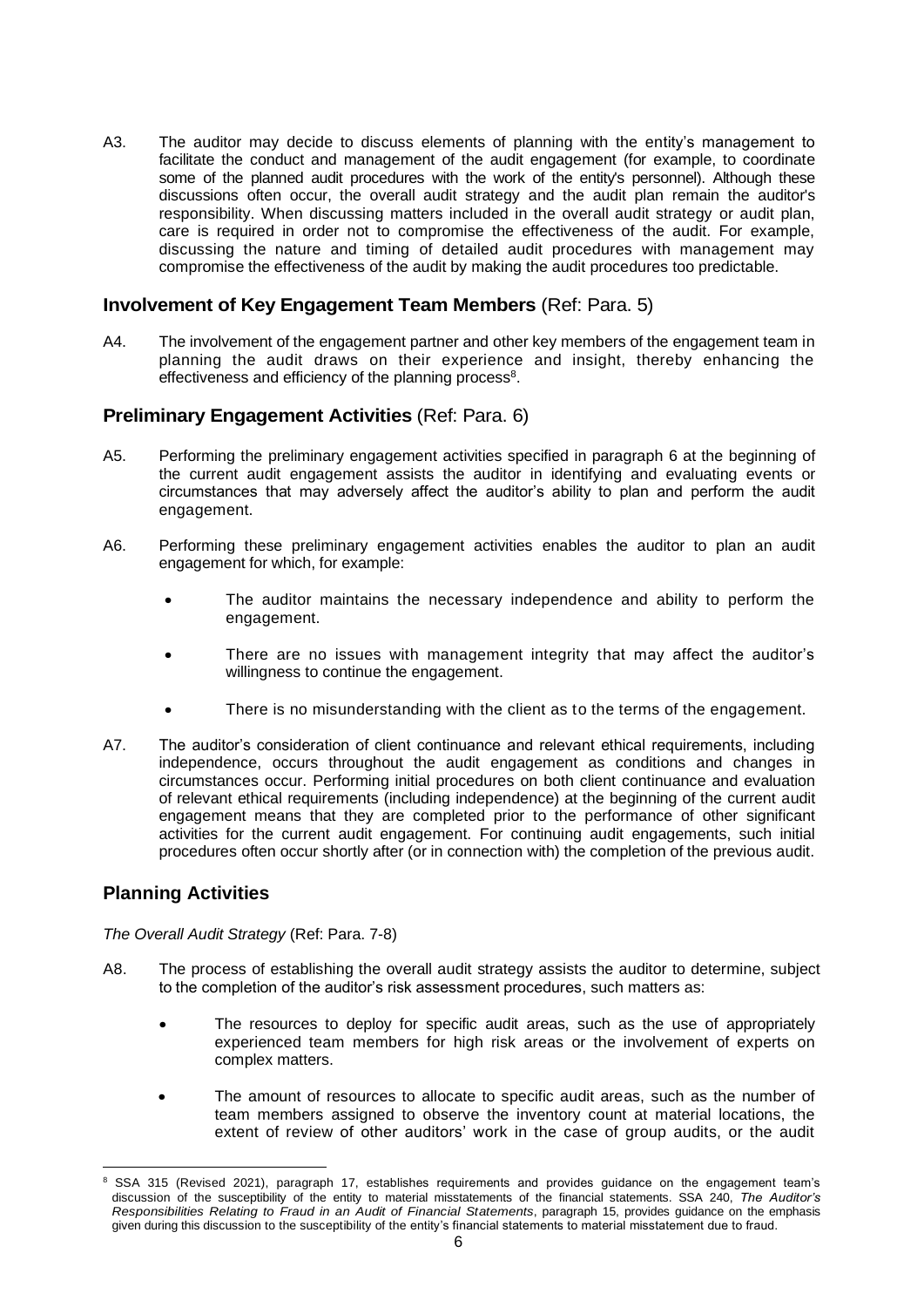A3. The auditor may decide to discuss elements of planning with the entity's management to facilitate the conduct and management of the audit engagement (for example, to coordinate some of the planned audit procedures with the work of the entity's personnel). Although these discussions often occur, the overall audit strategy and the audit plan remain the auditor's responsibility. When discussing matters included in the overall audit strategy or audit plan, care is required in order not to compromise the effectiveness of the audit. For example, discussing the nature and timing of detailed audit procedures with management may compromise the effectiveness of the audit by making the audit procedures too predictable.

## **Involvement of Key Engagement Team Members** (Ref: Para. 5)

A4. The involvement of the engagement partner and other key members of the engagement team in planning the audit draws on their experience and insight, thereby enhancing the effectiveness and efficiency of the planning process[8].

## **Preliminary Engagement Activities** (Ref: Para. 6)

A5. Performing the preliminary engagement activities specified in paragraph 6 at the beginning of the current audit engagement assists the auditor in identifying and evaluating events or circumstances that may adversely affect the auditor's ability to plan and perform the audit engagement.

A6. Performing these preliminary engagement activities enables the auditor to plan an audit engagement for which, for example:

- The auditor maintains the necessary independence and ability to perform the engagement.
- There are no issues with management integrity that may affect the auditor's willingness to continue the engagement.
- There is no misunderstanding with the client as to the terms of the engagement.

A7. The auditor's consideration of client continuance and relevant ethical requirements, including independence, occurs throughout the audit engagement as conditions and changes in circumstances occur. Performing initial procedures on both client continuance and evaluation of relevant ethical requirements (including independence) at the beginning of the current audit engagement means that they are completed prior to the performance of other significant activities for the current audit engagement. For continuing audit engagements, such initial procedures often occur shortly after (or in connection with) the completion of the previous audit.

## **Planning Activities**

*The Overall Audit Strategy* (Ref: Para. 7-8)

A8. The process of establishing the overall audit strategy assists the auditor to determine, subject to the completion of the auditor's risk assessment procedures, such matters as:

- The resources to deploy for specific audit areas, such as the use of appropriately experienced team members for high risk areas or the involvement of experts on complex matters.
- The amount of resources to allocate to specific audit areas, such as the number of team members assigned to observe the inventory count at material locations, the extent of review of other auditors' work in the case of group audits, or the audit

---

[8] SSA 315 (Revised 2021), paragraph 17, establishes requirements and provides guidance on the engagement team's discussion of the susceptibility of the entity to material misstatements of the financial statements. SSA 240, *The Auditor's Responsibilities Relating to Fraud in an Audit of Financial Statements*, paragraph 15, provides guidance on the emphasis given during this discussion to the susceptibility of the entity's financial statements to material misstatement due to fraud.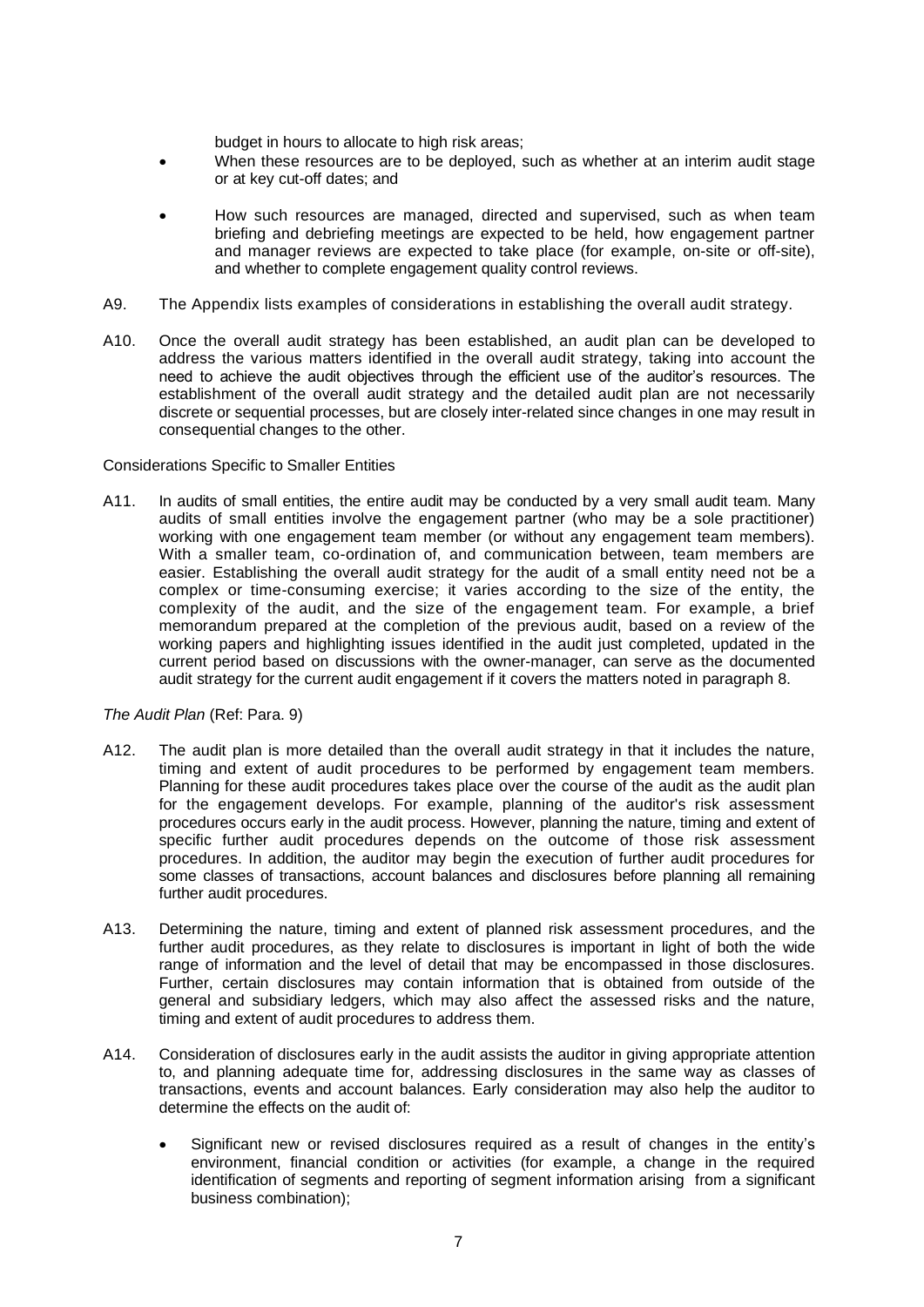budget in hours to allocate to high risk areas;

- When these resources are to be deployed, such as whether at an interim audit stage or at key cut-off dates; and
- How such resources are managed, directed and supervised, such as when team briefing and debriefing meetings are expected to be held, how engagement partner and manager reviews are expected to take place (for example, on-site or off-site), and whether to complete engagement quality control reviews.

A9. The Appendix lists examples of considerations in establishing the overall audit strategy.

A10. Once the overall audit strategy has been established, an audit plan can be developed to address the various matters identified in the overall audit strategy, taking into account the need to achieve the audit objectives through the efficient use of the auditor's resources. The establishment of the overall audit strategy and the detailed audit plan are not necessarily discrete or sequential processes, but are closely inter-related since changes in one may result in consequential changes to the other.

Considerations Specific to Smaller Entities

A11. In audits of small entities, the entire audit may be conducted by a very small audit team. Many audits of small entities involve the engagement partner (who may be a sole practitioner) working with one engagement team member (or without any engagement team members). With a smaller team, co-ordination of, and communication between, team members are easier. Establishing the overall audit strategy for the audit of a small entity need not be a complex or time-consuming exercise; it varies according to the size of the entity, the complexity of the audit, and the size of the engagement team. For example, a brief memorandum prepared at the completion of the previous audit, based on a review of the working papers and highlighting issues identified in the audit just completed, updated in the current period based on discussions with the owner-manager, can serve as the documented audit strategy for the current audit engagement if it covers the matters noted in paragraph 8.

*The Audit Plan* (Ref: Para. 9)

A12. The audit plan is more detailed than the overall audit strategy in that it includes the nature, timing and extent of audit procedures to be performed by engagement team members. Planning for these audit procedures takes place over the course of the audit as the audit plan for the engagement develops. For example, planning of the auditor's risk assessment procedures occurs early in the audit process. However, planning the nature, timing and extent of specific further audit procedures depends on the outcome of those risk assessment procedures. In addition, the auditor may begin the execution of further audit procedures for some classes of transactions, account balances and disclosures before planning all remaining further audit procedures.

A13. Determining the nature, timing and extent of planned risk assessment procedures, and the further audit procedures, as they relate to disclosures is important in light of both the wide range of information and the level of detail that may be encompassed in those disclosures. Further, certain disclosures may contain information that is obtained from outside of the general and subsidiary ledgers, which may also affect the assessed risks and the nature, timing and extent of audit procedures to address them.

A14. Consideration of disclosures early in the audit assists the auditor in giving appropriate attention to, and planning adequate time for, addressing disclosures in the same way as classes of transactions, events and account balances. Early consideration may also help the auditor to determine the effects on the audit of:

- Significant new or revised disclosures required as a result of changes in the entity's environment, financial condition or activities (for example, a change in the required identification of segments and reporting of segment information arising from a significant business combination);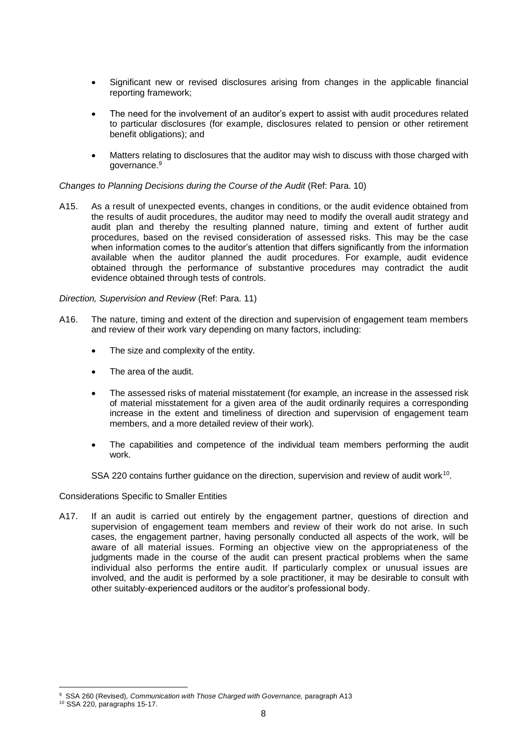- Significant new or revised disclosures arising from changes in the applicable financial reporting framework;
- The need for the involvement of an auditor's expert to assist with audit procedures related to particular disclosures (for example, disclosures related to pension or other retirement benefit obligations); and
- Matters relating to disclosures that the auditor may wish to discuss with those charged with governance.[9]

*Changes to Planning Decisions during the Course of the Audit* (Ref: Para. 10)

A15. As a result of unexpected events, changes in conditions, or the audit evidence obtained from the results of audit procedures, the auditor may need to modify the overall audit strategy and audit plan and thereby the resulting planned nature, timing and extent of further audit procedures, based on the revised consideration of assessed risks. This may be the case when information comes to the auditor's attention that differs significantly from the information available when the auditor planned the audit procedures. For example, audit evidence obtained through the performance of substantive procedures may contradict the audit evidence obtained through tests of controls.

*Direction, Supervision and Review* (Ref: Para. 11)

A16. The nature, timing and extent of the direction and supervision of engagement team members and review of their work vary depending on many factors, including:

- The size and complexity of the entity.
- The area of the audit.
- The assessed risks of material misstatement (for example, an increase in the assessed risk of material misstatement for a given area of the audit ordinarily requires a corresponding increase in the extent and timeliness of direction and supervision of engagement team members, and a more detailed review of their work).
- The capabilities and competence of the individual team members performing the audit work.

SSA 220 contains further guidance on the direction, supervision and review of audit work[10].

Considerations Specific to Smaller Entities

A17. If an audit is carried out entirely by the engagement partner, questions of direction and supervision of engagement team members and review of their work do not arise. In such cases, the engagement partner, having personally conducted all aspects of the work, will be aware of all material issues. Forming an objective view on the appropriateness of the judgments made in the course of the audit can present practical problems when the same individual also performs the entire audit. If particularly complex or unusual issues are involved, and the audit is performed by a sole practitioner, it may be desirable to consult with other suitably-experienced auditors or the auditor's professional body.

---

[9] SSA 260 (Revised), *Communication with Those Charged with Governance,* paragraph A13

[10] SSA 220, paragraphs 15-17.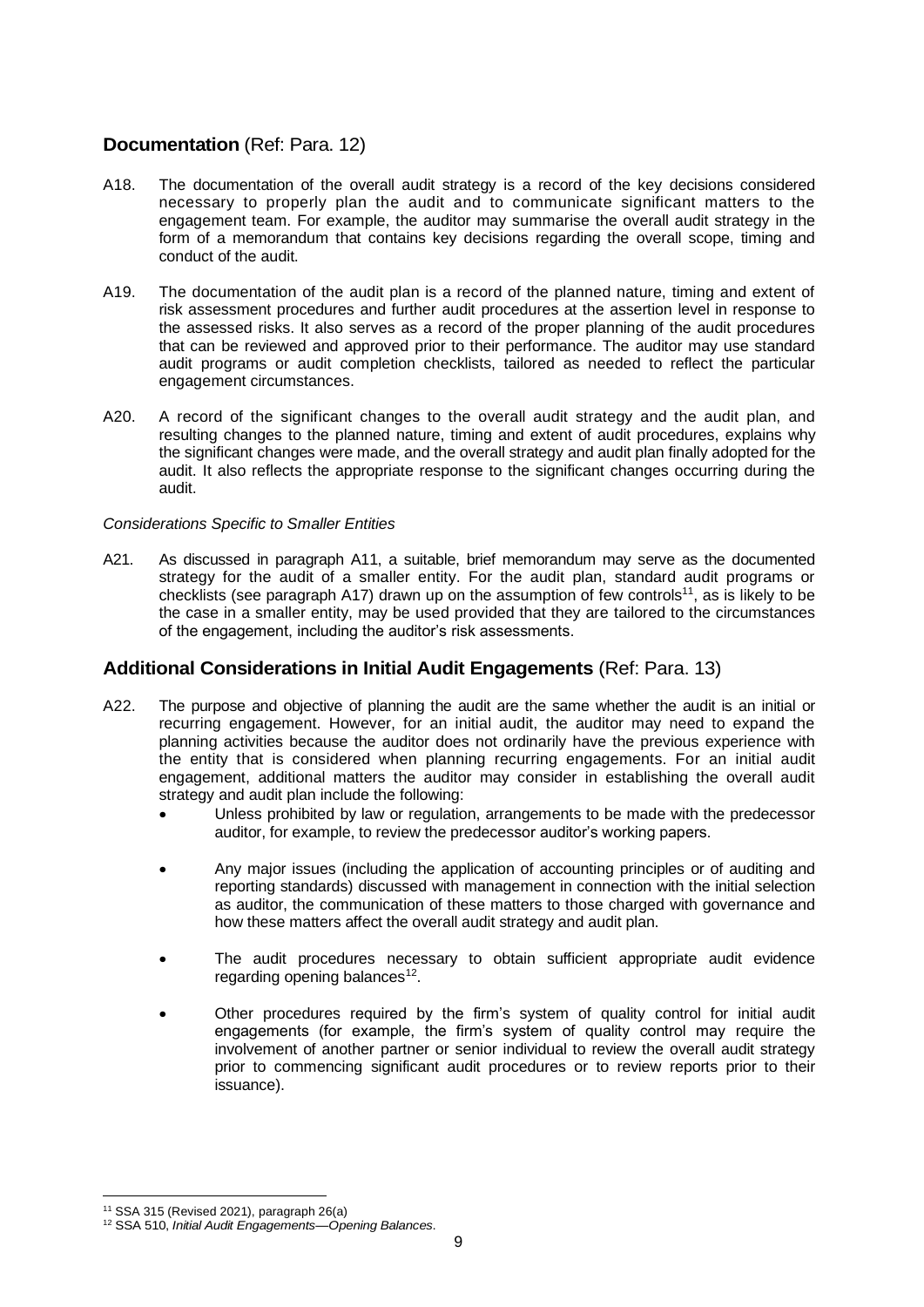## Documentation (Ref: Para. 12)

A18. The documentation of the overall audit strategy is a record of the key decisions considered necessary to properly plan the audit and to communicate significant matters to the engagement team. For example, the auditor may summarise the overall audit strategy in the form of a memorandum that contains key decisions regarding the overall scope, timing and conduct of the audit.

A19. The documentation of the audit plan is a record of the planned nature, timing and extent of risk assessment procedures and further audit procedures at the assertion level in response to the assessed risks. It also serves as a record of the proper planning of the audit procedures that can be reviewed and approved prior to their performance. The auditor may use standard audit programs or audit completion checklists, tailored as needed to reflect the particular engagement circumstances.

A20. A record of the significant changes to the overall audit strategy and the audit plan, and resulting changes to the planned nature, timing and extent of audit procedures, explains why the significant changes were made, and the overall strategy and audit plan finally adopted for the audit. It also reflects the appropriate response to the significant changes occurring during the audit.

*Considerations Specific to Smaller Entities*

A21. As discussed in paragraph A11, a suitable, brief memorandum may serve as the documented strategy for the audit of a smaller entity. For the audit plan, standard audit programs or checklists (see paragraph A17) drawn up on the assumption of few controls[11], as is likely to be the case in a smaller entity, may be used provided that they are tailored to the circumstances of the engagement, including the auditor's risk assessments.

## Additional Considerations in Initial Audit Engagements (Ref: Para. 13)

A22. The purpose and objective of planning the audit are the same whether the audit is an initial or recurring engagement. However, for an initial audit, the auditor may need to expand the planning activities because the auditor does not ordinarily have the previous experience with the entity that is considered when planning recurring engagements. For an initial audit engagement, additional matters the auditor may consider in establishing the overall audit strategy and audit plan include the following:

- Unless prohibited by law or regulation, arrangements to be made with the predecessor auditor, for example, to review the predecessor auditor's working papers.
- Any major issues (including the application of accounting principles or of auditing and reporting standards) discussed with management in connection with the initial selection as auditor, the communication of these matters to those charged with governance and how these matters affect the overall audit strategy and audit plan.
- The audit procedures necessary to obtain sufficient appropriate audit evidence regarding opening balances[12].
- Other procedures required by the firm's system of quality control for initial audit engagements (for example, the firm's system of quality control may require the involvement of another partner or senior individual to review the overall audit strategy prior to commencing significant audit procedures or to review reports prior to their issuance).

---

[11] SSA 315 (Revised 2021), paragraph 26(a)

[12] SSA 510, *Initial Audit Engagements—Opening Balances*.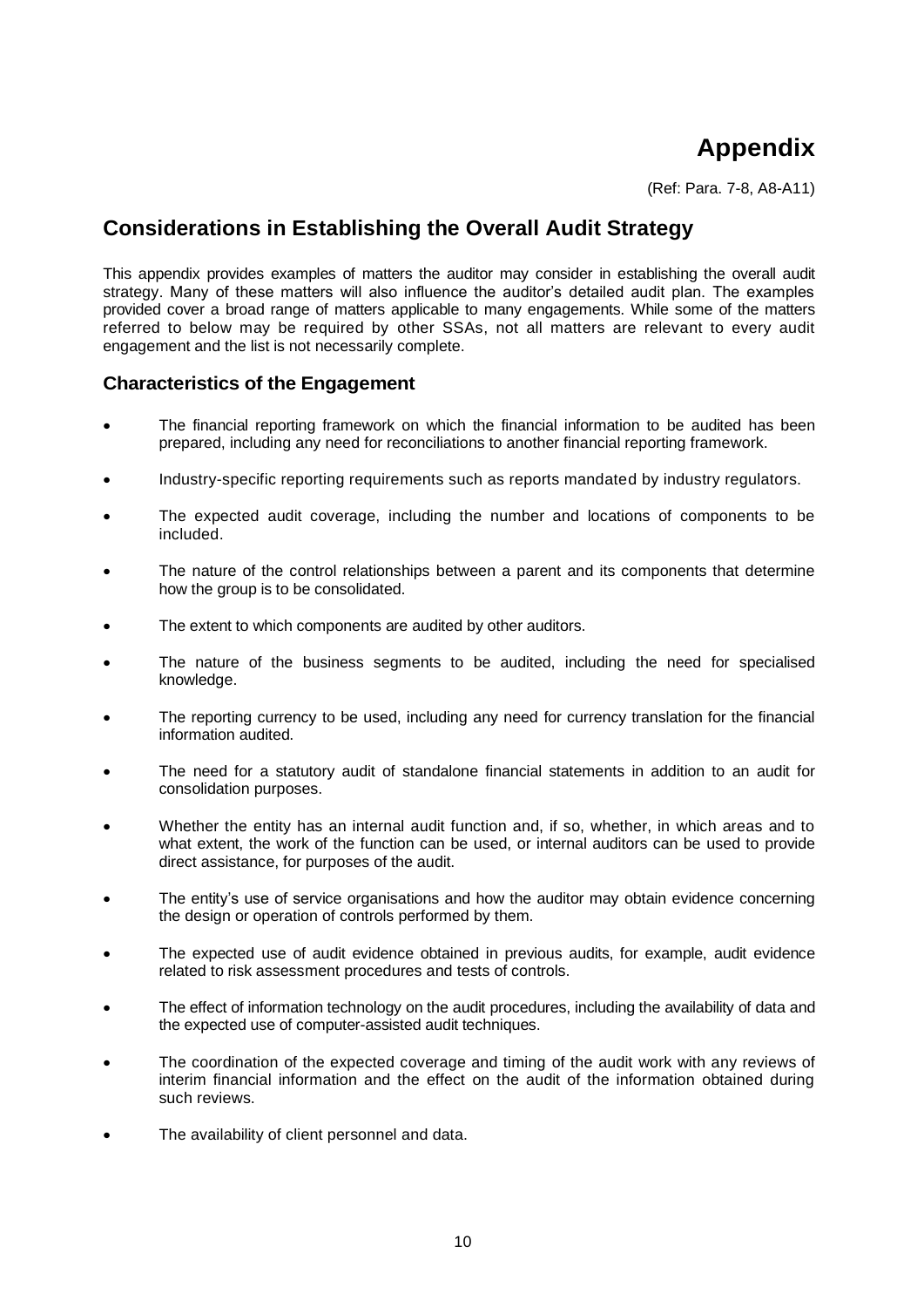# Appendix

(Ref: Para. 7-8, A8-A11)

## Considerations in Establishing the Overall Audit Strategy

This appendix provides examples of matters the auditor may consider in establishing the overall audit strategy. Many of these matters will also influence the auditor's detailed audit plan. The examples provided cover a broad range of matters applicable to many engagements. While some of the matters referred to below may be required by other SSAs, not all matters are relevant to every audit engagement and the list is not necessarily complete.

### Characteristics of the Engagement

- The financial reporting framework on which the financial information to be audited has been prepared, including any need for reconciliations to another financial reporting framework.
- Industry-specific reporting requirements such as reports mandated by industry regulators.
- The expected audit coverage, including the number and locations of components to be included.
- The nature of the control relationships between a parent and its components that determine how the group is to be consolidated.
- The extent to which components are audited by other auditors.
- The nature of the business segments to be audited, including the need for specialised knowledge.
- The reporting currency to be used, including any need for currency translation for the financial information audited.
- The need for a statutory audit of standalone financial statements in addition to an audit for consolidation purposes.
- Whether the entity has an internal audit function and, if so, whether, in which areas and to what extent, the work of the function can be used, or internal auditors can be used to provide direct assistance, for purposes of the audit.
- The entity's use of service organisations and how the auditor may obtain evidence concerning the design or operation of controls performed by them.
- The expected use of audit evidence obtained in previous audits, for example, audit evidence related to risk assessment procedures and tests of controls.
- The effect of information technology on the audit procedures, including the availability of data and the expected use of computer-assisted audit techniques.
- The coordination of the expected coverage and timing of the audit work with any reviews of interim financial information and the effect on the audit of the information obtained during such reviews.
- The availability of client personnel and data.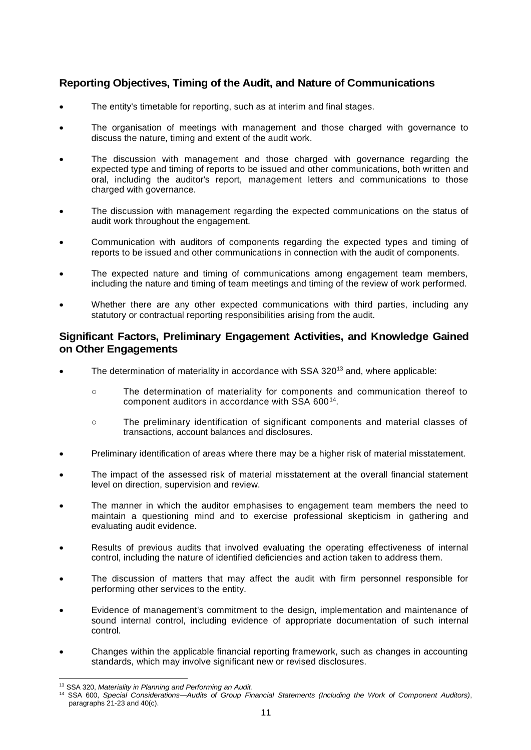## Reporting Objectives, Timing of the Audit, and Nature of Communications

- The entity's timetable for reporting, such as at interim and final stages.
- The organisation of meetings with management and those charged with governance to discuss the nature, timing and extent of the audit work.
- The discussion with management and those charged with governance regarding the expected type and timing of reports to be issued and other communications, both written and oral, including the auditor's report, management letters and communications to those charged with governance.
- The discussion with management regarding the expected communications on the status of audit work throughout the engagement.
- Communication with auditors of components regarding the expected types and timing of reports to be issued and other communications in connection with the audit of components.
- The expected nature and timing of communications among engagement team members, including the nature and timing of team meetings and timing of the review of work performed.
- Whether there are any other expected communications with third parties, including any statutory or contractual reporting responsibilities arising from the audit.

## Significant Factors, Preliminary Engagement Activities, and Knowledge Gained on Other Engagements

- The determination of materiality in accordance with SSA 320[13] and, where applicable:
  - The determination of materiality for components and communication thereof to component auditors in accordance with SSA 600[14].
  - The preliminary identification of significant components and material classes of transactions, account balances and disclosures.
- Preliminary identification of areas where there may be a higher risk of material misstatement.
- The impact of the assessed risk of material misstatement at the overall financial statement level on direction, supervision and review.
- The manner in which the auditor emphasises to engagement team members the need to maintain a questioning mind and to exercise professional skepticism in gathering and evaluating audit evidence.
- Results of previous audits that involved evaluating the operating effectiveness of internal control, including the nature of identified deficiencies and action taken to address them.
- The discussion of matters that may affect the audit with firm personnel responsible for performing other services to the entity.
- Evidence of management's commitment to the design, implementation and maintenance of sound internal control, including evidence of appropriate documentation of such internal control.
- Changes within the applicable financial reporting framework, such as changes in accounting standards, which may involve significant new or revised disclosures.

[13] SSA 320, *Materiality in Planning and Performing an Audit*.

[14] SSA 600, *Special Considerations—Audits of Group Financial Statements (Including the Work of Component Auditors)*, paragraphs 21-23 and 40(c).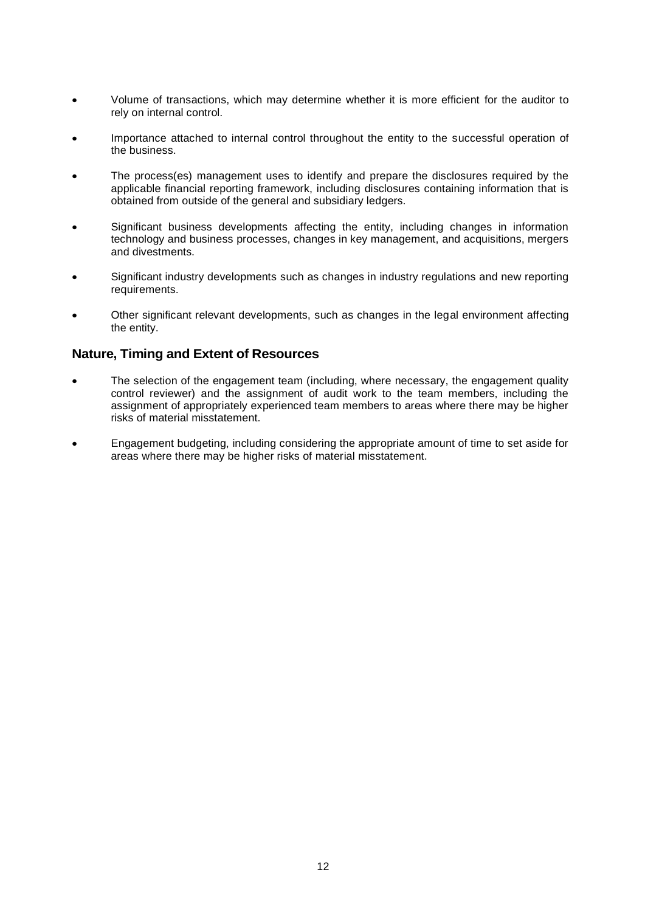- Volume of transactions, which may determine whether it is more efficient for the auditor to rely on internal control.
- Importance attached to internal control throughout the entity to the successful operation of the business.
- The process(es) management uses to identify and prepare the disclosures required by the applicable financial reporting framework, including disclosures containing information that is obtained from outside of the general and subsidiary ledgers.
- Significant business developments affecting the entity, including changes in information technology and business processes, changes in key management, and acquisitions, mergers and divestments.
- Significant industry developments such as changes in industry regulations and new reporting requirements.
- Other significant relevant developments, such as changes in the legal environment affecting the entity.

## Nature, Timing and Extent of Resources

- The selection of the engagement team (including, where necessary, the engagement quality control reviewer) and the assignment of audit work to the team members, including the assignment of appropriately experienced team members to areas where there may be higher risks of material misstatement.
- Engagement budgeting, including considering the appropriate amount of time to set aside for areas where there may be higher risks of material misstatement.